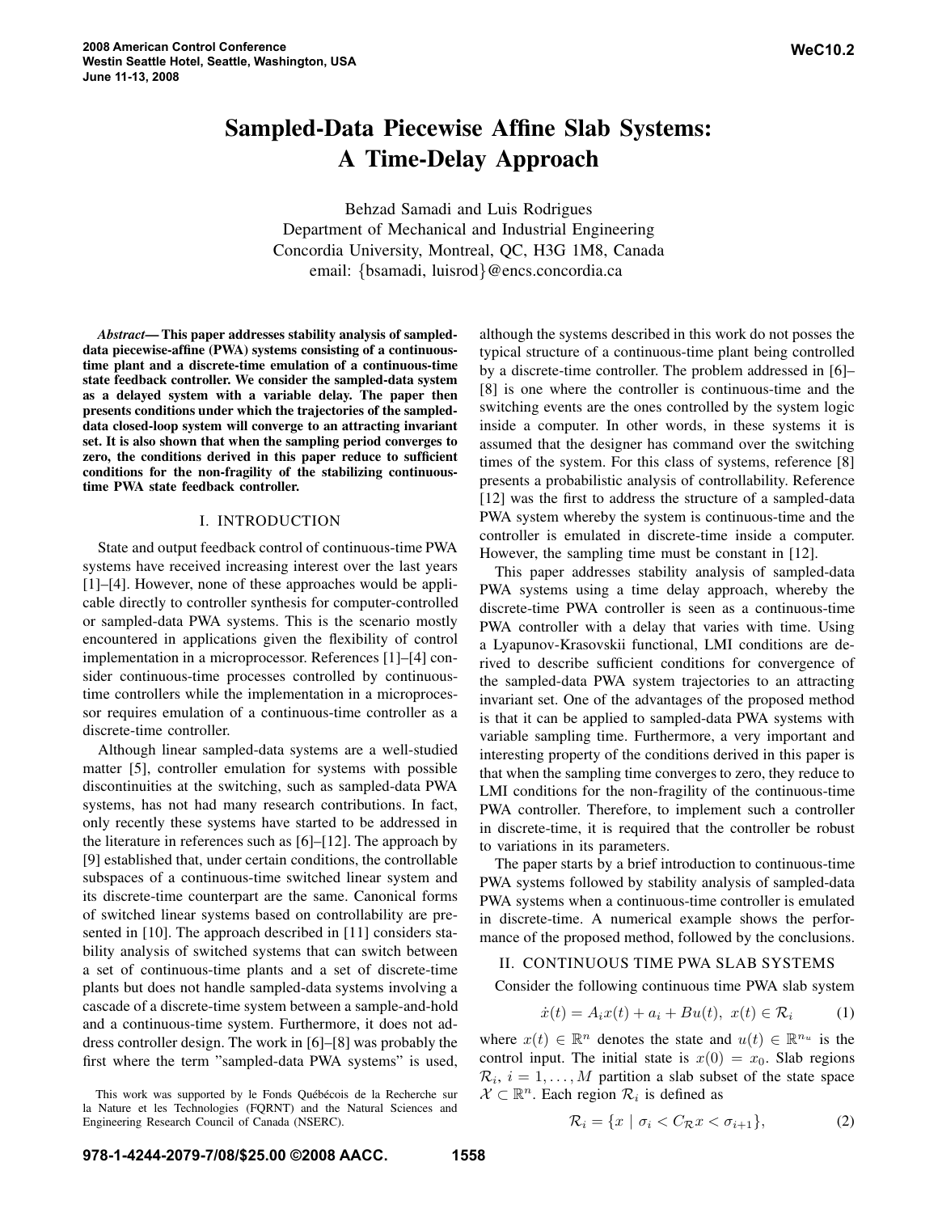# Sampled-Data Piecewise Affine Slab Systems: A Time-Delay Approach

Behzad Samadi and Luis Rodrigues
Department of Mechanical and Industrial Engineering
Concordia University, Montreal, QC, H3G 1M8, Canada
email: {bsamadi, luisrod}@encs.concordia.ca

***Abstract*— This paper addresses stability analysis of sampled-data piecewise-affine (PWA) systems consisting of a continuous-time plant and a discrete-time emulation of a continuous-time state feedback controller. We consider the sampled-data system as a delayed system with a variable delay. The paper then presents conditions under which the trajectories of the sampled-data closed-loop system will converge to an attracting invariant set. It is also shown that when the sampling period converges to zero, the conditions derived in this paper reduce to sufficient conditions for the non-fragility of the stabilizing continuous-time PWA state feedback controller.**

## I. INTRODUCTION

State and output feedback control of continuous-time PWA systems have received increasing interest over the last years [1]–[4]. However, none of these approaches would be applicable directly to controller synthesis for computer-controlled or sampled-data PWA systems. This is the scenario mostly encountered in applications given the flexibility of control implementation in a microprocessor. References [1]–[4] consider continuous-time processes controlled by continuous-time controllers while the implementation in a microprocessor requires emulation of a continuous-time controller as a discrete-time controller.

Although linear sampled-data systems are a well-studied matter [5], controller emulation for systems with possible discontinuities at the switching, such as sampled-data PWA systems, has not had many research contributions. In fact, only recently these systems have started to be addressed in the literature in references such as [6]–[12]. The approach by [9] established that, under certain conditions, the controllable subspaces of a continuous-time switched linear system and its discrete-time counterpart are the same. Canonical forms of switched linear systems based on controllability are presented in [10]. The approach described in [11] considers stability analysis of switched systems that can switch between a set of continuous-time plants and a set of discrete-time plants but does not handle sampled-data systems involving a cascade of a discrete-time system between a sample-and-hold and a continuous-time system. Furthermore, it does not address controller design. The work in [6]–[8] was probably the first where the term "sampled-data PWA systems" is used, although the systems described in this work do not posses the typical structure of a continuous-time plant being controlled by a discrete-time controller. The problem addressed in [6]–[8] is one where the controller is continuous-time and the switching events are the ones controlled by the system logic inside a computer. In other words, in these systems it is assumed that the designer has command over the switching times of the system. For this class of systems, reference [8] presents a probabilistic analysis of controllability. Reference [12] was the first to address the structure of a sampled-data PWA system whereby the system is continuous-time and the controller is emulated in discrete-time inside a computer. However, the sampling time must be constant in [12].

This paper addresses stability analysis of sampled-data PWA systems using a time delay approach, whereby the discrete-time PWA controller is seen as a continuous-time PWA controller with a delay that varies with time. Using a Lyapunov-Krasovskii functional, LMI conditions are derived to describe sufficient conditions for convergence of the sampled-data PWA system trajectories to an attracting invariant set. One of the advantages of the proposed method is that it can be applied to sampled-data PWA systems with variable sampling time. Furthermore, a very important and interesting property of the conditions derived in this paper is that when the sampling time converges to zero, they reduce to LMI conditions for the non-fragility of the continuous-time PWA controller. Therefore, to implement such a controller in discrete-time, it is required that the controller be robust to variations in its parameters.

The paper starts by a brief introduction to continuous-time PWA systems followed by stability analysis of sampled-data PWA systems when a continuous-time controller is emulated in discrete-time. A numerical example shows the performance of the proposed method, followed by the conclusions.

## II. CONTINUOUS TIME PWA SLAB SYSTEMS

Consider the following continuous time PWA slab system

$$\dot{x}(t) = A_i x(t) + a_i + Bu(t),\ x(t) \in \mathcal{R}_i \tag{1}$$

where $x(t) \in \mathbb{R}^n$ denotes the state and $u(t) \in \mathbb{R}^{n_u}$ is the control input. The initial state is $x(0) = x_0$. Slab regions $\mathcal{R}_i$, $i = 1, \ldots, M$ partition a slab subset of the state space $\mathcal{X} \subset \mathbb{R}^n$. Each region $\mathcal{R}_i$ is defined as

$$\mathcal{R}_i = \{x \mid \sigma_i < C_{\mathcal{R}} x < \sigma_{i+1}\}, \tag{2}$$

This work was supported by le Fonds Québécois de la Recherche sur la Nature et les Technologies (FQRNT) and the Natural Sciences and Engineering Research Council of Canada (NSERC).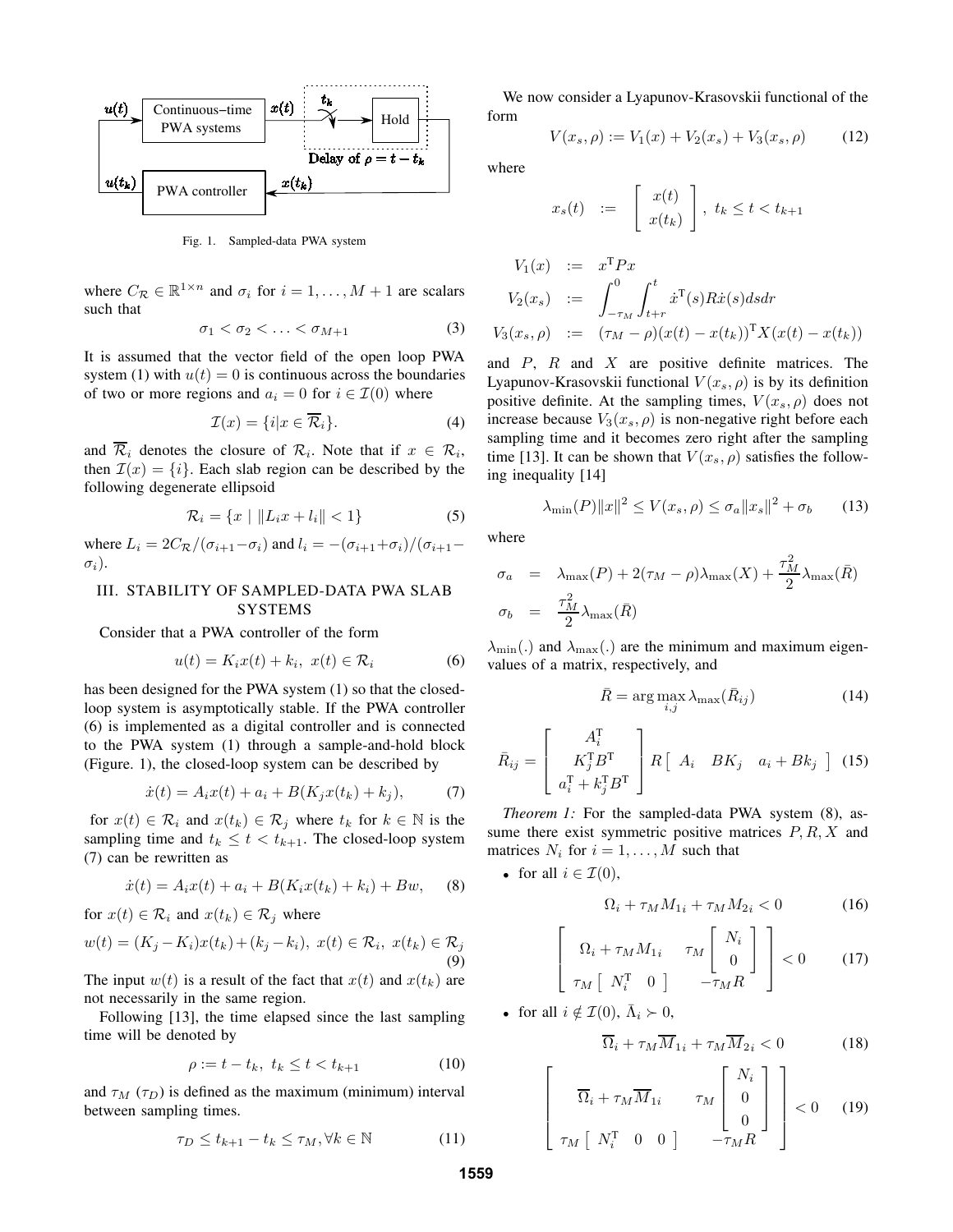Fig. 1. Sampled-data PWA system

where $C_{\mathcal{R}} \in \mathbb{R}^{1\times n}$ and $\sigma_i$ for $i = 1, \ldots, M+1$ are scalars such that

$$\sigma_1 < \sigma_2 < \ldots < \sigma_{M+1} \tag{3}$$

It is assumed that the vector field of the open loop PWA system (1) with $u(t) = 0$ is continuous across the boundaries of two or more regions and $a_i = 0$ for $i \in \mathcal{I}(0)$ where

$$\mathcal{I}(x) = \{i | x \in \overline{\mathcal{R}}_i\}. \tag{4}$$

and $\overline{\mathcal{R}}_i$ denotes the closure of $\mathcal{R}_i$. Note that if $x \in \mathcal{R}_i$, then $\mathcal{I}(x) = \{i\}$. Each slab region can be described by the following degenerate ellipsoid

$$\mathcal{R}_i = \{x \mid \|L_i x + l_i\| < 1\} \tag{5}$$

where $L_i = 2C_{\mathcal{R}}/(\sigma_{i+1} - \sigma_i)$ and $l_i = -(\sigma_{i+1} + \sigma_i)/(\sigma_{i+1} - \sigma_i)$.

## III. STABILITY OF SAMPLED-DATA PWA SLAB SYSTEMS

Consider that a PWA controller of the form

$$u(t) = K_i x(t) + k_i, \; x(t) \in \mathcal{R}_i \tag{6}$$

has been designed for the PWA system (1) so that the closed-loop system is asymptotically stable. If the PWA controller (6) is implemented as a digital controller and is connected to the PWA system (1) through a sample-and-hold block (Figure. 1), the closed-loop system can be described by

$$\dot{x}(t) = A_i x(t) + a_i + B(K_j x(t_k) + k_j), \tag{7}$$

for $x(t) \in \mathcal{R}_i$ and $x(t_k) \in \mathcal{R}_j$ where $t_k$ for $k \in \mathbb{N}$ is the sampling time and $t_k \le t < t_{k+1}$. The closed-loop system (7) can be rewritten as

$$\dot{x}(t) = A_i x(t) + a_i + B(K_i x(t_k) + k_i) + Bw, \tag{8}$$

for $x(t) \in \mathcal{R}_i$ and $x(t_k) \in \mathcal{R}_j$ where

$$w(t) = (K_j - K_i)x(t_k) + (k_j - k_i), \; x(t) \in \mathcal{R}_i, \; x(t_k) \in \mathcal{R}_j \tag{9}$$

The input $w(t)$ is a result of the fact that $x(t)$ and $x(t_k)$ are not necessarily in the same region.

Following [13], the time elapsed since the last sampling time will be denoted by

$$\rho := t - t_k, \; t_k \le t < t_{k+1} \tag{10}$$

and $\tau_M$ ($\tau_D$) is defined as the maximum (minimum) interval between sampling times.

$$\tau_D \le t_{k+1} - t_k \le \tau_M, \forall k \in \mathbb{N} \tag{11}$$

We now consider a Lyapunov-Krasovskii functional of the form

$$V(x_s, \rho) := V_1(x) + V_2(x_s) + V_3(x_s, \rho) \tag{12}$$

where

$$x_s(t) \;:=\; \begin{bmatrix} x(t) \\ x(t_k) \end{bmatrix}, \; t_k \le t < t_{k+1}$$

$$\begin{aligned} V_1(x) &:= x^{\mathrm{T}} P x \\ V_2(x_s) &:= \int_{-\tau_M}^{0} \int_{t+r}^{t} \dot{x}^{\mathrm{T}}(s) R \dot{x}(s) ds dr \\ V_3(x_s, \rho) &:= (\tau_M - \rho)(x(t) - x(t_k))^{\mathrm{T}} X (x(t) - x(t_k)) \end{aligned}$$

and $P$, $R$ and $X$ are positive definite matrices. The Lyapunov-Krasovskii functional $V(x_s, \rho)$ is by its definition positive definite. At the sampling times, $V(x_s, \rho)$ does not increase because $V_3(x_s, \rho)$ is non-negative right before each sampling time and it becomes zero right after the sampling time [13]. It can be shown that $V(x_s, \rho)$ satisfies the following inequality [14]

$$\lambda_{\min}(P)\|x\|^2 \le V(x_s, \rho) \le \sigma_a \|x_s\|^2 + \sigma_b \tag{13}$$

where

$$\begin{aligned} \sigma_a &= \lambda_{\max}(P) + 2(\tau_M - \rho)\lambda_{\max}(X) + \frac{\tau_M^2}{2}\lambda_{\max}(\bar{R}) \\ \sigma_b &= \frac{\tau_M^2}{2}\lambda_{\max}(\bar{R}) \end{aligned}$$

$\lambda_{\min}(.)$ and $\lambda_{\max}(.)$ are the minimum and maximum eigenvalues of a matrix, respectively, and

$$\bar{R} = \arg\max_{i,j} \lambda_{\max}(\bar{R}_{ij}) \tag{14}$$

$$\bar{R}_{ij} = \begin{bmatrix} A_i^{\mathrm{T}} \\ K_j^{\mathrm{T}} B^{\mathrm{T}} \\ a_i^{\mathrm{T}} + k_j^{\mathrm{T}} B^{\mathrm{T}} \end{bmatrix} R \begin{bmatrix} A_i & BK_j & a_i + Bk_j \end{bmatrix} \tag{15}$$

*Theorem 1:* For the sampled-data PWA system (8), assume there exist symmetric positive matrices $P, R, X$ and matrices $N_i$ for $i = 1, \ldots, M$ such that

- for all $i \in \mathcal{I}(0)$,

$$\Omega_i + \tau_M M_{1i} + \tau_M M_{2i} < 0 \tag{16}$$

$$\begin{bmatrix} \Omega_i + \tau_M M_{1i} & \tau_M \begin{bmatrix} N_i \\ 0 \end{bmatrix} \\ \tau_M \begin{bmatrix} N_i^{\mathrm{T}} & 0 \end{bmatrix} & -\tau_M R \end{bmatrix} < 0 \tag{17}$$

- for all $i \notin \mathcal{I}(0)$, $\bar{\Lambda}_i \succ 0$,

$$\overline{\Omega}_i + \tau_M \overline{M}_{1i} + \tau_M \overline{M}_{2i} < 0 \tag{18}$$

$$\begin{bmatrix} \overline{\Omega}_i + \tau_M \overline{M}_{1i} & \tau_M \begin{bmatrix} N_i \\ 0 \\ 0 \end{bmatrix} \\ \tau_M \begin{bmatrix} N_i^{\mathrm{T}} & 0 & 0 \end{bmatrix} & -\tau_M R \end{bmatrix} < 0 \tag{19}$$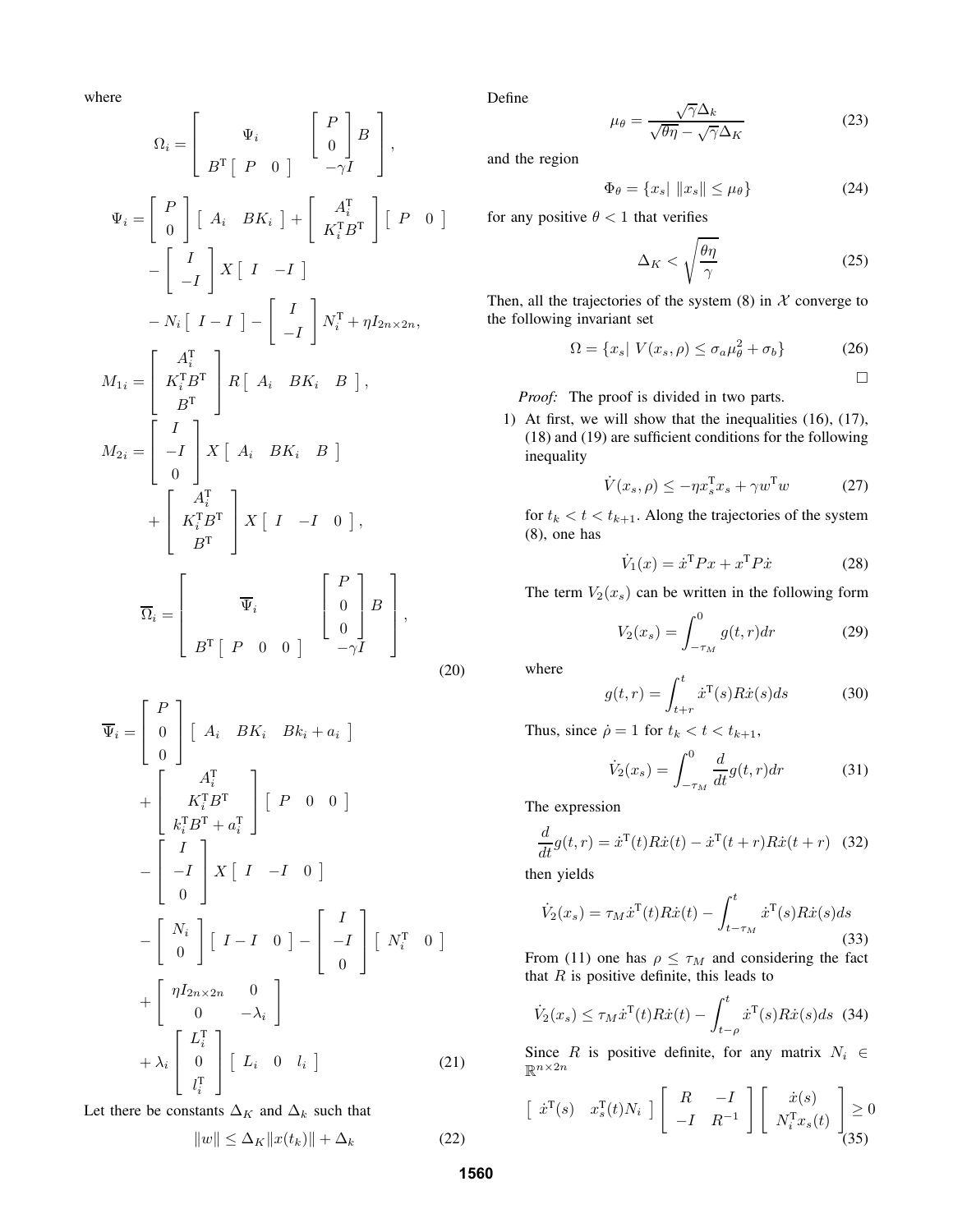where

$$
\Omega_i = \begin{bmatrix} \Psi_i & \begin{bmatrix} P \\ 0 \end{bmatrix} B \\ B^{\mathrm{T}} \begin{bmatrix} P & 0 \end{bmatrix} & -\gamma I \end{bmatrix},
$$

$$
\begin{aligned}
\Psi_i =& \begin{bmatrix} P \\ 0 \end{bmatrix} \begin{bmatrix} A_i & BK_i \end{bmatrix} + \begin{bmatrix} A_i^{\mathrm{T}} \\ K_i^{\mathrm{T}} B^{\mathrm{T}} \end{bmatrix} \begin{bmatrix} P & 0 \end{bmatrix} \\
&- \begin{bmatrix} I \\ -I \end{bmatrix} X \begin{bmatrix} I & -I \end{bmatrix} \\
&- N_i \begin{bmatrix} I - I \end{bmatrix} - \begin{bmatrix} I \\ -I \end{bmatrix} N_i^{\mathrm{T}} + \eta I_{2n \times 2n},
\end{aligned}
$$

$$
M_{1i} = \begin{bmatrix} A_i^{\mathrm{T}} \\ K_i^{\mathrm{T}} B^{\mathrm{T}} \\ B^{\mathrm{T}} \end{bmatrix} R \begin{bmatrix} A_i & BK_i & B \end{bmatrix},
$$

$$
\begin{aligned}
M_{2i} =& \begin{bmatrix} I \\ -I \\ 0 \end{bmatrix} X \begin{bmatrix} A_i & BK_i & B \end{bmatrix} \\
&+ \begin{bmatrix} A_i^{\mathrm{T}} \\ K_i^{\mathrm{T}} B^{\mathrm{T}} \\ B^{\mathrm{T}} \end{bmatrix} X \begin{bmatrix} I & -I & 0 \end{bmatrix},
\end{aligned}
$$

$$
\overline{\Omega}_i = \begin{bmatrix} \overline{\Psi}_i & \begin{bmatrix} P \\ 0 \\ 0 \end{bmatrix} B \\ B^{\mathrm{T}} \begin{bmatrix} P & 0 & 0 \end{bmatrix} & -\gamma I \end{bmatrix}, \tag{20}
$$

$$
\begin{aligned}
\overline{\Psi}_i =& \begin{bmatrix} P \\ 0 \\ 0 \end{bmatrix} \begin{bmatrix} A_i & BK_i & Bk_i + a_i \end{bmatrix} \\
&+ \begin{bmatrix} A_i^{\mathrm{T}} \\ K_i^{\mathrm{T}} B^{\mathrm{T}} \\ k_i^{\mathrm{T}} B^{\mathrm{T}} + a_i^{\mathrm{T}} \end{bmatrix} \begin{bmatrix} P & 0 & 0 \end{bmatrix} \\
&- \begin{bmatrix} I \\ -I \\ 0 \end{bmatrix} X \begin{bmatrix} I & -I & 0 \end{bmatrix} \\
&- \begin{bmatrix} N_i \\ 0 \end{bmatrix} \begin{bmatrix} I - I & 0 \end{bmatrix} - \begin{bmatrix} I \\ -I \\ 0 \end{bmatrix} \begin{bmatrix} N_i^{\mathrm{T}} & 0 \end{bmatrix} \\
&+ \begin{bmatrix} \eta I_{2n \times 2n} & 0 \\ 0 & -\lambda_i \end{bmatrix} \\
&+ \lambda_i \begin{bmatrix} L_i^{\mathrm{T}} \\ 0 \\ l_i^{\mathrm{T}} \end{bmatrix} \begin{bmatrix} L_i & 0 & l_i \end{bmatrix}
\end{aligned} \tag{21}
$$

Let there be constants $\Delta_K$ and $\Delta_k$ such that

$$
\|w\| \leq \Delta_K \|x(t_k)\| + \Delta_k \tag{22}
$$

Define

$$
\mu_\theta = \frac{\sqrt{\gamma}\Delta_k}{\sqrt{\theta\eta} - \sqrt{\gamma}\Delta_K} \tag{23}
$$

and the region

$$
\Phi_\theta = \{x_s | \; \|x_s\| \leq \mu_\theta\} \tag{24}
$$

for any positive $\theta < 1$ that verifies

$$
\Delta_K < \sqrt{\frac{\theta\eta}{\gamma}} \tag{25}
$$

Then, all the trajectories of the system (8) in $\mathcal{X}$ converge to the following invariant set

$$
\Omega = \{x_s | \; V(x_s, \rho) \leq \sigma_a \mu_\theta^2 + \sigma_b\} \tag{26}
$$

□

*Proof:* The proof is divided in two parts.

1) At first, we will show that the inequalities (16), (17), (18) and (19) are sufficient conditions for the following inequality

$$
\dot{V}(x_s, \rho) \leq -\eta x_s^{\mathrm{T}} x_s + \gamma w^{\mathrm{T}} w \tag{27}
$$

for $t_k < t < t_{k+1}$. Along the trajectories of the system (8), one has

$$
\dot{V}_1(x) = \dot{x}^{\mathrm{T}} P x + x^{\mathrm{T}} P \dot{x} \tag{28}
$$

The term $V_2(x_s)$ can be written in the following form

$$
V_2(x_s) = \int_{-\tau_M}^{0} g(t, r) dr \tag{29}
$$

where

$$
g(t, r) = \int_{t+r}^{t} \dot{x}^{\mathrm{T}}(s) R \dot{x}(s) ds \tag{30}
$$

Thus, since $\dot{\rho} = 1$ for $t_k < t < t_{k+1}$,

$$
\dot{V}_2(x_s) = \int_{-\tau_M}^{0} \frac{d}{dt} g(t, r) dr \tag{31}
$$

The expression

$$
\frac{d}{dt} g(t, r) = \dot{x}^{\mathrm{T}}(t) R \dot{x}(t) - \dot{x}^{\mathrm{T}}(t + r) R \dot{x}(t + r) \tag{32}
$$

then yields

$$
\dot{V}_2(x_s) = \tau_M \dot{x}^{\mathrm{T}}(t) R \dot{x}(t) - \int_{t-\tau_M}^{t} \dot{x}^{\mathrm{T}}(s) R \dot{x}(s) ds \tag{33}
$$

From (11) one has $\rho \leq \tau_M$ and considering the fact that $R$ is positive definite, this leads to

$$
\dot{V}_2(x_s) \leq \tau_M \dot{x}^{\mathrm{T}}(t) R \dot{x}(t) - \int_{t-\rho}^{t} \dot{x}^{\mathrm{T}}(s) R \dot{x}(s) ds \tag{34}
$$

Since $R$ is positive definite, for any matrix $N_i \in \mathbb{R}^{n \times 2n}$

$$
\begin{bmatrix} \dot{x}^{\mathrm{T}}(s) & x_s^{\mathrm{T}}(t) N_i \end{bmatrix} \begin{bmatrix} R & -I \\ -I & R^{-1} \end{bmatrix} \begin{bmatrix} \dot{x}(s) \\ N_i^{\mathrm{T}} x_s(t) \end{bmatrix} \geq 0 \tag{35}
$$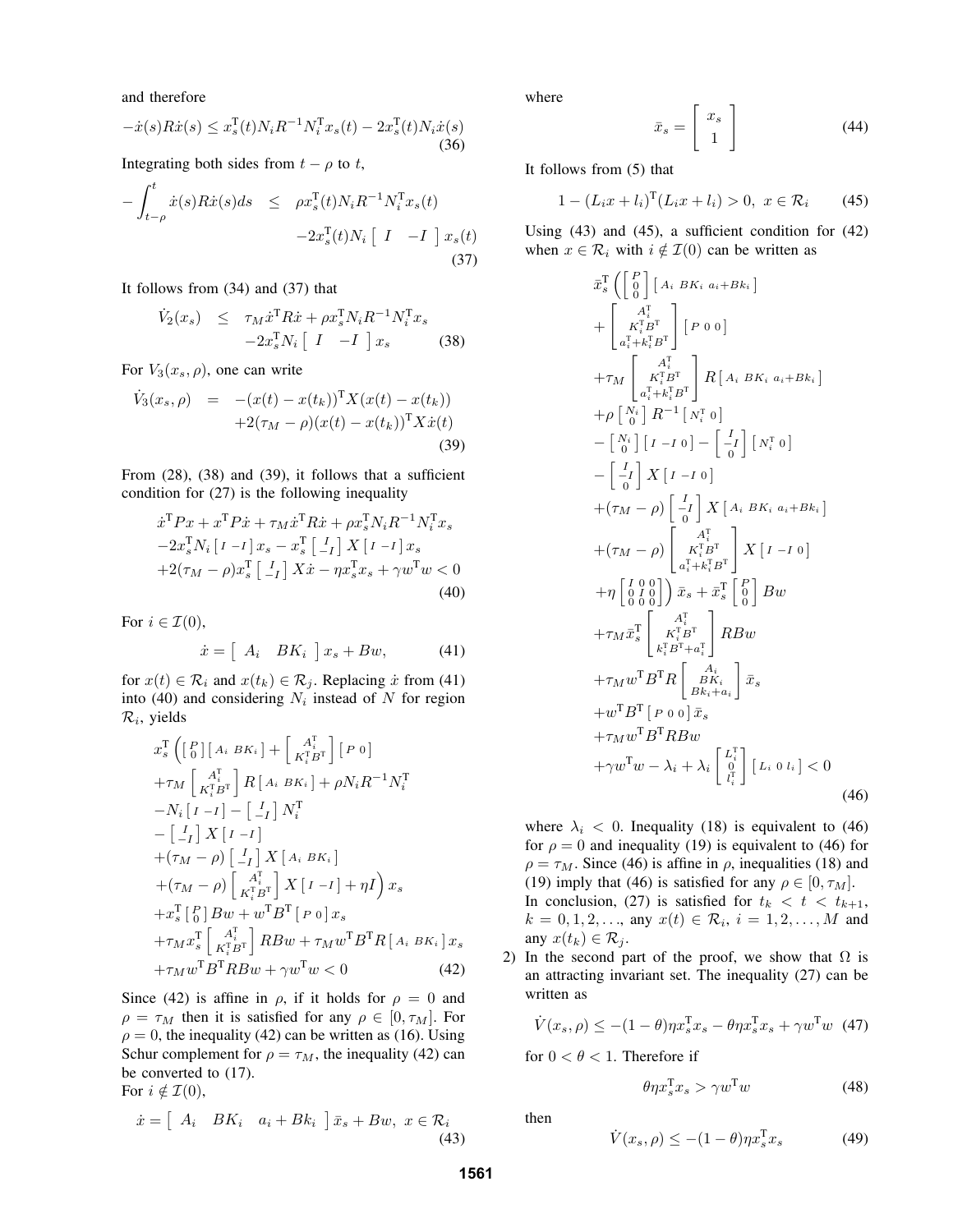and therefore

$$-\dot{x}(s)R\dot{x}(s) \leq x_s^{\mathrm{T}}(t)N_iR^{-1}N_i^{\mathrm{T}}x_s(t) - 2x_s^{\mathrm{T}}(t)N_i\dot{x}(s) \tag{36}$$

Integrating both sides from $t-\rho$ to $t$,

$$\begin{aligned}
-\int_{t-\rho}^{t} \dot{x}(s)R\dot{x}(s)ds \quad &\leq \quad \rho x_s^{\mathrm{T}}(t)N_iR^{-1}N_i^{\mathrm{T}}x_s(t) \\
&\quad -2x_s^{\mathrm{T}}(t)N_i \begin{bmatrix} I & -I \end{bmatrix} x_s(t)
\end{aligned} \tag{37}$$

It follows from (34) and (37) that

$$\begin{aligned}
\dot{V}_2(x_s) \quad &\leq \quad \tau_M \dot{x}^{\mathrm{T}}R\dot{x} + \rho x_s^{\mathrm{T}}N_iR^{-1}N_i^{\mathrm{T}}x_s \\
&\quad -2x_s^{\mathrm{T}}N_i \begin{bmatrix} I & -I \end{bmatrix} x_s
\end{aligned} \tag{38}$$

For $V_3(x_s,\rho)$, one can write

$$\begin{aligned}
\dot{V}_3(x_s,\rho) \quad &= \quad -(x(t)-x(t_k))^{\mathrm{T}}X(x(t)-x(t_k)) \\
&\quad +2(\tau_M-\rho)(x(t)-x(t_k))^{\mathrm{T}}X\dot{x}(t)
\end{aligned} \tag{39}$$

From (28), (38) and (39), it follows that a sufficient condition for (27) is the following inequality

$$\begin{aligned}
&\dot{x}^{\mathrm{T}}Px + x^{\mathrm{T}}P\dot{x} + \tau_M\dot{x}^{\mathrm{T}}R\dot{x} + \rho x_s^{\mathrm{T}}N_iR^{-1}N_i^{\mathrm{T}}x_s \\
&-2x_s^{\mathrm{T}}N_i \begin{bmatrix} I & -I \end{bmatrix} x_s - x_s^{\mathrm{T}} \begin{bmatrix} I \\ -I \end{bmatrix} X \begin{bmatrix} I & -I \end{bmatrix} x_s \\
&+2(\tau_M-\rho)x_s^{\mathrm{T}} \begin{bmatrix} I \\ -I \end{bmatrix} X\dot{x} - \eta x_s^{\mathrm{T}}x_s + \gamma w^{\mathrm{T}}w < 0
\end{aligned} \tag{40}$$

For $i \in \mathcal{I}(0)$,

$$\dot{x} = \begin{bmatrix} A_i & BK_i \end{bmatrix} x_s + Bw, \tag{41}$$

for $x(t) \in \mathcal{R}_i$ and $x(t_k) \in \mathcal{R}_j$. Replacing $\dot{x}$ from (41) into (40) and considering $N_i$ instead of $N$ for region $\mathcal{R}_i$, yields

$$\begin{aligned}
&x_s^{\mathrm{T}}\Big( \begin{bmatrix} P \\ 0 \end{bmatrix} \begin{bmatrix} A_i & BK_i \end{bmatrix} + \begin{bmatrix} A_i^{\mathrm{T}} \\ K_i^{\mathrm{T}}B^{\mathrm{T}} \end{bmatrix} \begin{bmatrix} P & 0 \end{bmatrix} \\
&+\tau_M \begin{bmatrix} A_i^{\mathrm{T}} \\ K_i^{\mathrm{T}}B^{\mathrm{T}} \end{bmatrix} R \begin{bmatrix} A_i & BK_i \end{bmatrix} + \rho N_iR^{-1}N_i^{\mathrm{T}} \\
&-N_i \begin{bmatrix} I & -I \end{bmatrix} - \begin{bmatrix} I \\ -I \end{bmatrix} N_i^{\mathrm{T}} \\
&-\begin{bmatrix} I \\ -I \end{bmatrix} X \begin{bmatrix} I & -I \end{bmatrix} \\
&+(\tau_M-\rho)\begin{bmatrix} I \\ -I \end{bmatrix} X \begin{bmatrix} A_i & BK_i \end{bmatrix} \\
&+(\tau_M-\rho)\begin{bmatrix} A_i^{\mathrm{T}} \\ K_i^{\mathrm{T}}B^{\mathrm{T}} \end{bmatrix} X \begin{bmatrix} I & -I \end{bmatrix} + \eta I\Big) x_s \\
&+x_s^{\mathrm{T}} \begin{bmatrix} P \\ 0 \end{bmatrix} Bw + w^{\mathrm{T}}B^{\mathrm{T}} \begin{bmatrix} P & 0 \end{bmatrix} x_s \\
&+\tau_M x_s^{\mathrm{T}} \begin{bmatrix} A_i^{\mathrm{T}} \\ K_i^{\mathrm{T}}B^{\mathrm{T}} \end{bmatrix} RBw + \tau_M w^{\mathrm{T}}B^{\mathrm{T}}R \begin{bmatrix} A_i & BK_i \end{bmatrix} x_s \\
&+\tau_M w^{\mathrm{T}}B^{\mathrm{T}}RBw + \gamma w^{\mathrm{T}}w < 0
\end{aligned} \tag{42}$$

Since (42) is affine in $\rho$, if it holds for $\rho = 0$ and $\rho = \tau_M$ then it is satisfied for any $\rho \in [0,\tau_M]$. For $\rho = 0$, the inequality (42) can be written as (16). Using Schur complement for $\rho = \tau_M$, the inequality (42) can be converted to (17).

For $i \notin \mathcal{I}(0)$,

$$\dot{x} = \begin{bmatrix} A_i & BK_i & a_i + Bk_i \end{bmatrix} \bar{x}_s + Bw, \; x \in \mathcal{R}_i \tag{43}$$

where

$$\bar{x}_s = \begin{bmatrix} x_s \\ 1 \end{bmatrix} \tag{44}$$

It follows from (5) that

$$1 - (L_i x + l_i)^{\mathrm{T}}(L_i x + l_i) > 0, \; x \in \mathcal{R}_i \tag{45}$$

Using (43) and (45), a sufficient condition for (42) when $x \in \mathcal{R}_i$ with $i \notin \mathcal{I}(0)$ can be written as

$$\begin{aligned}
&\bar{x}_s^{\mathrm{T}}\Bigg( \begin{bmatrix} P \\ 0 \\ 0 \end{bmatrix} \begin{bmatrix} A_i & BK_i & a_i + Bk_i \end{bmatrix} \\
&+ \begin{bmatrix} A_i^{\mathrm{T}} \\ K_i^{\mathrm{T}}B^{\mathrm{T}} \\ a_i^{\mathrm{T}} + k_i^{\mathrm{T}}B^{\mathrm{T}} \end{bmatrix} \begin{bmatrix} P & 0 & 0 \end{bmatrix} \\
&+\tau_M \begin{bmatrix} A_i^{\mathrm{T}} \\ K_i^{\mathrm{T}}B^{\mathrm{T}} \\ a_i^{\mathrm{T}} + k_i^{\mathrm{T}}B^{\mathrm{T}} \end{bmatrix} R \begin{bmatrix} A_i & BK_i & a_i + Bk_i \end{bmatrix} \\
&+\rho \begin{bmatrix} N_i \\ 0 \end{bmatrix} R^{-1} \begin{bmatrix} N_i^{\mathrm{T}} & 0 \end{bmatrix} \\
&-\begin{bmatrix} N_i \\ 0 \end{bmatrix} \begin{bmatrix} I & -I & 0 \end{bmatrix} - \begin{bmatrix} I \\ -I \\ 0 \end{bmatrix} \begin{bmatrix} N_i^{\mathrm{T}} & 0 \end{bmatrix} \\
&-\begin{bmatrix} I \\ -I \\ 0 \end{bmatrix} X \begin{bmatrix} I & -I & 0 \end{bmatrix} \\
&+(\tau_M-\rho)\begin{bmatrix} I \\ -I \\ 0 \end{bmatrix} X \begin{bmatrix} A_i & BK_i & a_i + Bk_i \end{bmatrix} \\
&+(\tau_M-\rho)\begin{bmatrix} A_i^{\mathrm{T}} \\ K_i^{\mathrm{T}}B^{\mathrm{T}} \\ a_i^{\mathrm{T}} + k_i^{\mathrm{T}}B^{\mathrm{T}} \end{bmatrix} X \begin{bmatrix} I & -I & 0 \end{bmatrix} \\
&+\eta \begin{bmatrix} I & 0 & 0 \\ 0 & I & 0 \\ 0 & 0 & 0 \end{bmatrix}\Bigg) \bar{x}_s + \bar{x}_s^{\mathrm{T}} \begin{bmatrix} P \\ 0 \\ 0 \end{bmatrix} Bw \\
&+\tau_M \bar{x}_s^{\mathrm{T}} \begin{bmatrix} A_i^{\mathrm{T}} \\ K_i^{\mathrm{T}}B^{\mathrm{T}} \\ k_i^{\mathrm{T}}B^{\mathrm{T}} + a_i^{\mathrm{T}} \end{bmatrix} RBw \\
&+\tau_M w^{\mathrm{T}}B^{\mathrm{T}}R \begin{bmatrix} A_i \\ BK_i \\ Bk_i + a_i \end{bmatrix} \bar{x}_s \\
&+w^{\mathrm{T}}B^{\mathrm{T}} \begin{bmatrix} P & 0 & 0 \end{bmatrix} \bar{x}_s \\
&+\tau_M w^{\mathrm{T}}B^{\mathrm{T}}RBw \\
&+\gamma w^{\mathrm{T}}w - \lambda_i + \lambda_i \begin{bmatrix} L_i^{\mathrm{T}} \\ 0 \\ l_i^{\mathrm{T}} \end{bmatrix} \begin{bmatrix} L_i & 0 & l_i \end{bmatrix} < 0
\end{aligned} \tag{46}$$

where $\lambda_i < 0$. Inequality (18) is equivalent to (46) for $\rho = 0$ and inequality (19) is equivalent to (46) for $\rho = \tau_M$. Since (46) is affine in $\rho$, inequalities (18) and (19) imply that (46) is satisfied for any $\rho \in [0,\tau_M]$.

In conclusion, (27) is satisfied for $t_k < t < t_{k+1}$, $k = 0,1,2,\ldots$, any $x(t) \in \mathcal{R}_i$, $i = 1,2,\ldots,M$ and any $x(t_k) \in \mathcal{R}_j$.

2) In the second part of the proof, we show that $\Omega$ is an attracting invariant set. The inequality (27) can be written as

$$\dot{V}(x_s,\rho) \leq -(1-\theta)\eta x_s^{\mathrm{T}}x_s - \theta\eta x_s^{\mathrm{T}}x_s + \gamma w^{\mathrm{T}}w \tag{47}$$

for $0 < \theta < 1$. Therefore if

$$\theta\eta x_s^{\mathrm{T}}x_s > \gamma w^{\mathrm{T}}w \tag{48}$$

then

$$\dot{V}(x_s,\rho) \leq -(1-\theta)\eta x_s^{\mathrm{T}}x_s \tag{49}$$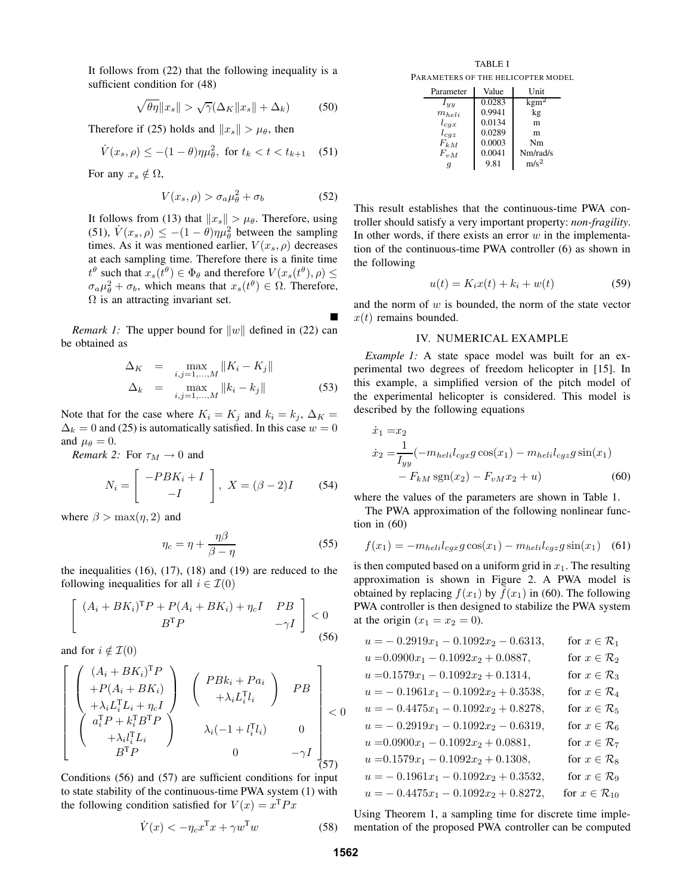It follows from (22) that the following inequality is a sufficient condition for (48)

$$\sqrt{\theta\eta}\|x_s\| > \sqrt{\gamma}(\Delta_K\|x_s\| + \Delta_k) \tag{50}$$

Therefore if (25) holds and $\|x_s\| > \mu_\theta$, then

$$\dot{V}(x_s, \rho) \leq -(1-\theta)\eta\mu_\theta^2, \text{ for } t_k < t < t_{k+1} \tag{51}$$

For any $x_s \notin \Omega$,

$$V(x_s, \rho) > \sigma_a\mu_\theta^2 + \sigma_b \tag{52}$$

It follows from (13) that $\|x_s\| > \mu_\theta$. Therefore, using (51), $\dot{V}(x_s, \rho) \leq -(1-\theta)\eta\mu_\theta^2$ between the sampling times. As it was mentioned earlier, $V(x_s, \rho)$ decreases at each sampling time. Therefore there is a finite time $t^\theta$ such that $x_s(t^\theta) \in \Phi_\theta$ and therefore $V(x_s(t^\theta), \rho) \leq \sigma_a\mu_\theta^2 + \sigma_b$, which means that $x_s(t^\theta) \in \Omega$. Therefore, $\Omega$ is an attracting invariant set.

∎

*Remark 1:* The upper bound for $\|w\|$ defined in (22) can be obtained as

$$\begin{aligned} \Delta_K &= \max_{i,j=1,\ldots,M} \|K_i - K_j\| \\ \Delta_k &= \max_{i,j=1,\ldots,M} \|k_i - k_j\| \end{aligned} \tag{53}$$

Note that for the case where $K_i = K_j$ and $k_i = k_j$, $\Delta_K = \Delta_k = 0$ and (25) is automatically satisfied. In this case $w = 0$ and $\mu_\theta = 0$.

*Remark 2:* For $\tau_M \to 0$ and

$$N_i = \begin{bmatrix} -PBK_i + I \\ -I \end{bmatrix}, \ X = (\beta - 2)I \tag{54}$$

where $\beta > \max(\eta, 2)$ and

$$\eta_c = \eta + \frac{\eta\beta}{\beta - \eta} \tag{55}$$

the inequalities (16), (17), (18) and (19) are reduced to the following inequalities for all $i \in \mathcal{I}(0)$

$$\begin{bmatrix} (A_i + BK_i)^{\mathrm{T}}P + P(A_i + BK_i) + \eta_c I & PB \\ B^{\mathrm{T}}P & -\gamma I \end{bmatrix} < 0 \tag{56}$$

and for $i \notin \mathcal{I}(0)$

$$\begin{bmatrix} \begin{pmatrix} (A_i + BK_i)^{\mathrm{T}}P \\ +P(A_i + BK_i) \\ +\lambda_i L_i^{\mathrm{T}} L_i + \eta_c I \end{pmatrix} & \begin{pmatrix} PBk_i + Pa_i \\ +\lambda_i L_i^{\mathrm{T}} l_i \end{pmatrix} & PB \\ \begin{pmatrix} a_i^{\mathrm{T}}P + k_i^{\mathrm{T}}B^{\mathrm{T}}P \\ +\lambda_i l_i^{\mathrm{T}} L_i \end{pmatrix} & \lambda_i(-1 + l_i^{\mathrm{T}} l_i) & 0 \\ B^{\mathrm{T}}P & 0 & -\gamma I \end{bmatrix} < 0 \tag{57}$$

Conditions (56) and (57) are sufficient conditions for input to state stability of the continuous-time PWA system (1) with the following condition satisfied for $V(x) = x^{\mathrm{T}}Px$

$$\dot{V}(x) < -\eta_c x^{\mathrm{T}}x + \gamma w^{\mathrm{T}}w \tag{58}$$

TABLE I

PARAMETERS OF THE HELICOPTER MODEL

| Parameter | Value | Unit |
|---|---|---|
| $I_{yy}$ | 0.0283 | kgm$^2$ |
| $m_{heli}$ | 0.9941 | kg |
| $l_{cgx}$ | 0.0134 | m |
| $l_{cgz}$ | 0.0289 | m |
| $F_{kM}$ | 0.0003 | Nm |
| $F_{vM}$ | 0.0041 | Nm/rad/s |
| $g$ | 9.81 | m/s$^2$ |

This result establishes that the continuous-time PWA controller should satisfy a very important property: *non-fragility*. In other words, if there exists an error $w$ in the implementation of the continuous-time PWA controller (6) as shown in the following

$$u(t) = K_i x(t) + k_i + w(t) \tag{59}$$

and the norm of $w$ is bounded, the norm of the state vector $x(t)$ remains bounded.

## IV. NUMERICAL EXAMPLE

*Example 1:* A state space model was built for an experimental two degrees of freedom helicopter in [15]. In this example, a simplified version of the pitch model of the experimental helicopter is considered. This model is described by the following equations

$$\begin{aligned} \dot{x}_1 &= x_2 \\ \dot{x}_2 &= \frac{1}{I_{yy}}(-m_{heli}l_{cgx}g\cos(x_1) - m_{heli}l_{cgz}g\sin(x_1) \\ &\quad - F_{kM}\,\mathrm{sgn}(x_2) - F_{vM}x_2 + u) \end{aligned} \tag{60}$$

where the values of the parameters are shown in Table 1.

The PWA approximation of the following nonlinear function in (60)

$$f(x_1) = -m_{heli}l_{cgx}g\cos(x_1) - m_{heli}l_{cgz}g\sin(x_1) \tag{61}$$

is then computed based on a uniform grid in $x_1$. The resulting approximation is shown in Figure 2. A PWA model is obtained by replacing $f(x_1)$ by $\hat{f}(x_1)$ in (60). The following PWA controller is then designed to stabilize the PWA system at the origin ($x_1 = x_2 = 0$).

$$\begin{aligned} u &= -0.2919x_1 - 0.1092x_2 - 0.6313, && \text{for } x \in \mathcal{R}_1 \\ u &= 0.0900x_1 - 0.1092x_2 + 0.0887, && \text{for } x \in \mathcal{R}_2 \\ u &= 0.1579x_1 - 0.1092x_2 + 0.1314, && \text{for } x \in \mathcal{R}_3 \\ u &= -0.1961x_1 - 0.1092x_2 + 0.3538, && \text{for } x \in \mathcal{R}_4 \\ u &= -0.4475x_1 - 0.1092x_2 + 0.8278, && \text{for } x \in \mathcal{R}_5 \\ u &= -0.2919x_1 - 0.1092x_2 - 0.6319, && \text{for } x \in \mathcal{R}_6 \\ u &= 0.0900x_1 - 0.1092x_2 + 0.0881, && \text{for } x \in \mathcal{R}_7 \\ u &= 0.1579x_1 - 0.1092x_2 + 0.1308, && \text{for } x \in \mathcal{R}_8 \\ u &= -0.1961x_1 - 0.1092x_2 + 0.3532, && \text{for } x \in \mathcal{R}_9 \\ u &= -0.4475x_1 - 0.1092x_2 + 0.8272, && \text{for } x \in \mathcal{R}_{10} \end{aligned}$$

Using Theorem 1, a sampling time for discrete time implementation of the proposed PWA controller can be computed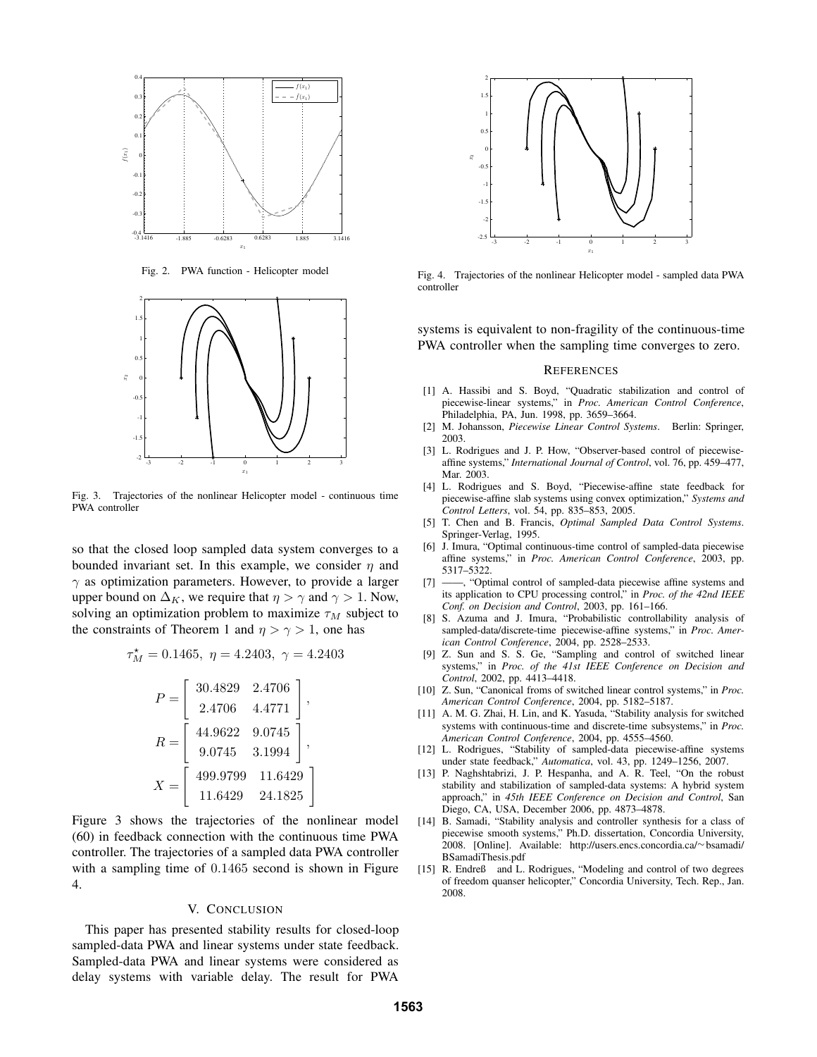0.4
0.3
0.2
0.1
0
-0.1
-0.2
-0.3
-0.4
$f(x_1)$
-3.1416 -1.885 -0.6283 0.6283 1.885 3.1416
$x_1$
$f(x_1)$
$\hat{f}(x_1)$

Fig. 2. PWA function - Helicopter model

2
1.5
1
0.5
0
-0.5
-1
-1.5
-2
$x_2$
-3 -2 -1 0 1 2 3
$x_1$

Fig. 3. Trajectories of the nonlinear Helicopter model - continuous time PWA controller

so that the closed loop sampled data system converges to a bounded invariant set. In this example, we consider $\eta$ and $\gamma$ as optimization parameters. However, to provide a larger upper bound on $\Delta_K$, we require that $\eta > \gamma$ and $\gamma > 1$. Now, solving an optimization problem to maximize $\tau_M$ subject to the constraints of Theorem 1 and $\eta > \gamma > 1$, one has

$$\tau_M^{\star} = 0.1465,\ \eta = 4.2403,\ \gamma = 4.2403$$

$$P = \begin{bmatrix} 30.4829 & 2.4706 \\ 2.4706 & 4.4771 \end{bmatrix},$$

$$R = \begin{bmatrix} 44.9622 & 9.0745 \\ 9.0745 & 3.1994 \end{bmatrix},$$

$$X = \begin{bmatrix} 499.9799 & 11.6429 \\ 11.6429 & 24.1825 \end{bmatrix}$$

Figure 3 shows the trajectories of the nonlinear model (60) in feedback connection with the continuous time PWA controller. The trajectories of a sampled data PWA controller with a sampling time of $0.1465$ second is shown in Figure 4.

## V. Conclusion

This paper has presented stability results for closed-loop sampled-data PWA and linear systems under state feedback. Sampled-data PWA and linear systems were considered as delay systems with variable delay. The result for PWA systems is equivalent to non-fragility of the continuous-time PWA controller when the sampling time converges to zero.

2
1.5
1
0.5
0
-0.5
-1
-1.5
-2
-2.5
$x_2$
-3 -2 -1 0 1 2 3
$x_1$

Fig. 4. Trajectories of the nonlinear Helicopter model - sampled data PWA controller

## References

[1] A. Hassibi and S. Boyd, "Quadratic stabilization and control of piecewise-linear systems," in *Proc. American Control Conference*, Philadelphia, PA, Jun. 1998, pp. 3659–3664.

[2] M. Johansson, *Piecewise Linear Control Systems*. Berlin: Springer, 2003.

[3] L. Rodrigues and J. P. How, "Observer-based control of piecewise-affine systems," *International Journal of Control*, vol. 76, pp. 459–477, Mar. 2003.

[4] L. Rodrigues and S. Boyd, "Piecewise-affine state feedback for piecewise-affine slab systems using convex optimization," *Systems and Control Letters*, vol. 54, pp. 835–853, 2005.

[5] T. Chen and B. Francis, *Optimal Sampled Data Control Systems*. Springer-Verlag, 1995.

[6] J. Imura, "Optimal continuous-time control of sampled-data piecewise affine systems," in *Proc. American Control Conference*, 2003, pp. 5317–5322.

[7] ——, "Optimal control of sampled-data piecewise affine systems and its application to CPU processing control," in *Proc. of the 42nd IEEE Conf. on Decision and Control*, 2003, pp. 161–166.

[8] S. Azuma and J. Imura, "Probabilistic controllability analysis of sampled-data/discrete-time piecewise-affine systems," in *Proc. American Control Conference*, 2004, pp. 2528–2533.

[9] Z. Sun and S. S. Ge, "Sampling and control of switched linear systems," in *Proc. of the 41st IEEE Conference on Decision and Control*, 2002, pp. 4413–4418.

[10] Z. Sun, "Canonical froms of switched linear control systems," in *Proc. American Control Conference*, 2004, pp. 5182–5187.

[11] A. M. G. Zhai, H. Lin, and K. Yasuda, "Stability analysis for switched systems with continuous-time and discrete-time subsystems," in *Proc. American Control Conference*, 2004, pp. 4555–4560.

[12] L. Rodrigues, "Stability of sampled-data piecewise-affine systems under state feedback," *Automatica*, vol. 43, pp. 1249–1256, 2007.

[13] P. Naghshtabrizi, J. P. Hespanha, and A. R. Teel, "On the robust stability and stabilization of sampled-data systems: A hybrid system approach," in *45th IEEE Conference on Decision and Control*, San Diego, CA, USA, December 2006, pp. 4873–4878.

[14] B. Samadi, "Stability analysis and controller synthesis for a class of piecewise smooth systems," Ph.D. dissertation, Concordia University, 2008. [Online]. Available: http://users.encs.concordia.ca/~bsamadi/BSamadiThesis.pdf

[15] R. Endreß and L. Rodrigues, "Modeling and control of two degrees of freedom quanser helicopter," Concordia University, Tech. Rep., Jan. 2008.